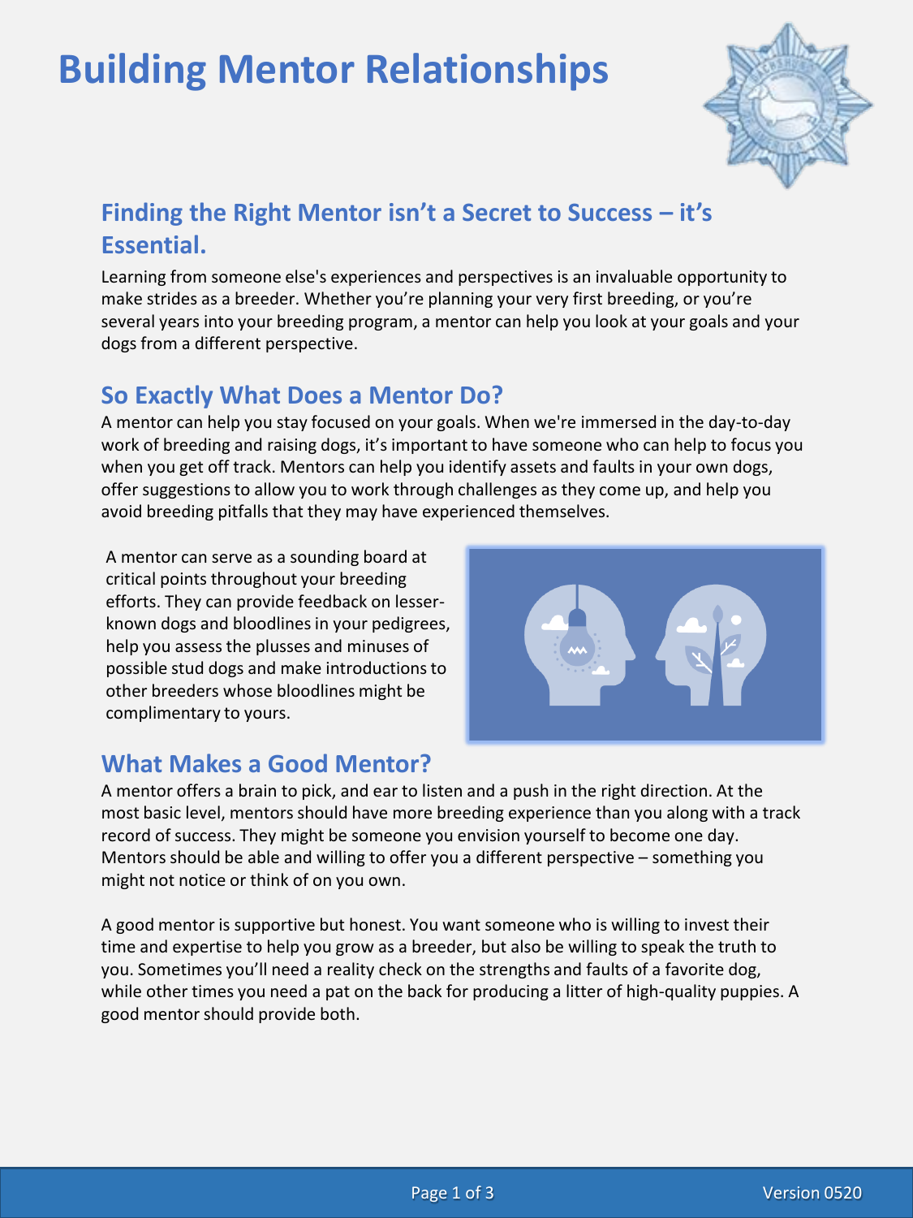# Building Mentor Relationships

## Finding the Right Mentor isn't a Secret to Success – it's Essential.

Learning from someone else's experiences and perspectives is an invaluable opportunity to make strides as a breeder. Whether you're planning your very first breeding, or you're several years into your breeding program, a mentor can help you look at your goals and your dogs from a different perspective.

## So Exactly What Does a Mentor Do?

A mentor can help you stay focused on your goals. When we're immersed in the day-to-day work of breeding and raising dogs, it's important to have someone who can help to focus you when you get off track. Mentors can help you identify assets and faults in your own dogs, offer suggestions to allow you to work through challenges as they come up, and help you avoid breeding pitfalls that they may have experienced themselves.

A mentor can serve as a sounding board at critical points throughout your breeding efforts. They can provide feedback on lesser-known dogs and bloodlines in your pedigrees, help you assess the plusses and minuses of possible stud dogs and make introductions to other breeders whose bloodlines might be complimentary to yours.

## What Makes a Good Mentor?

A mentor offers a brain to pick, and ear to listen and a push in the right direction. At the most basic level, mentors should have more breeding experience than you along with a track record of success. They might be someone you envision yourself to become one day. Mentors should be able and willing to offer you a different perspective – something you might not notice or think of on you own.

A good mentor is supportive but honest. You want someone who is willing to invest their time and expertise to help you grow as a breeder, but also be willing to speak the truth to you. Sometimes you'll need a reality check on the strengths and faults of a favorite dog, while other times you need a pat on the back for producing a litter of high-quality puppies. A good mentor should provide both.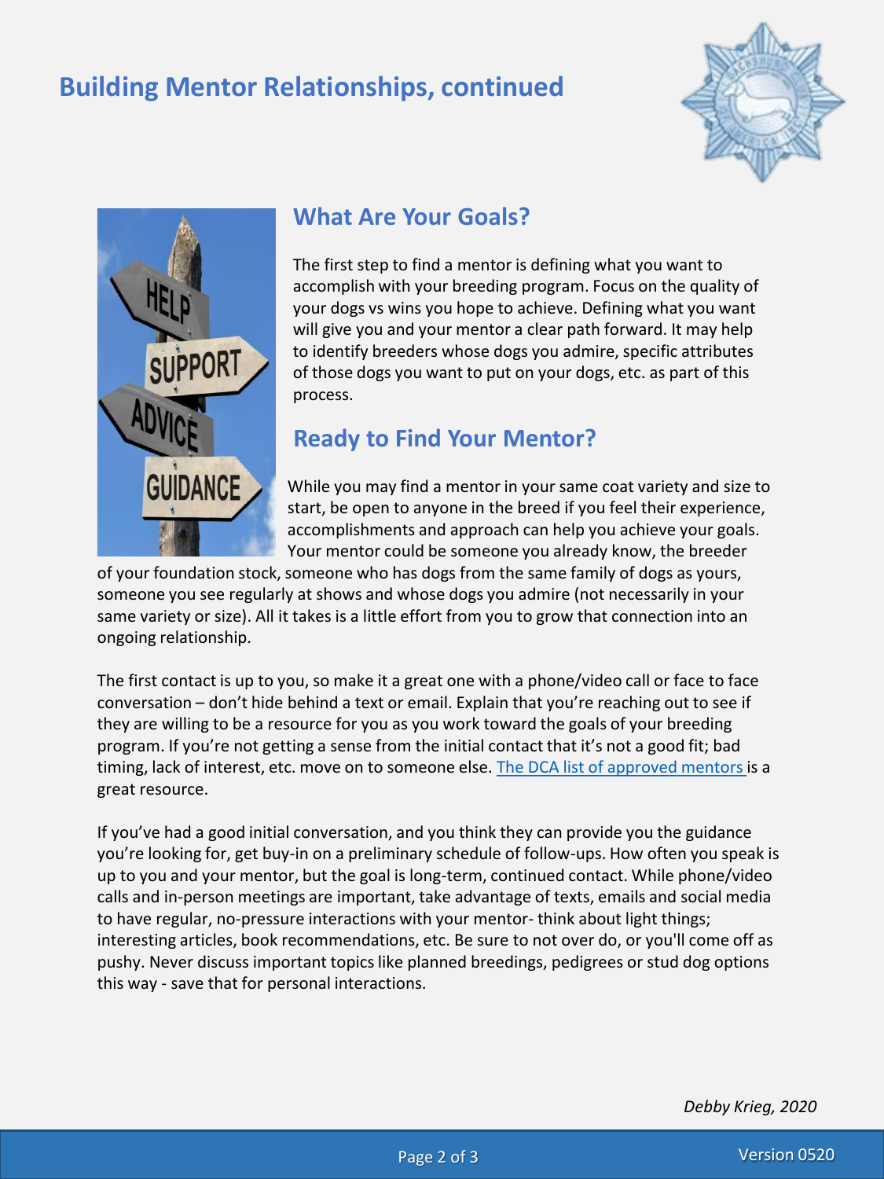# Building Mentor Relationships, continued

## What Are Your Goals?

The first step to find a mentor is defining what you want to accomplish with your breeding program. Focus on the quality of your dogs vs wins you hope to achieve. Defining what you want will give you and your mentor a clear path forward. It may help to identify breeders whose dogs you admire, specific attributes of those dogs you want to put on your dogs, etc. as part of this process.

## Ready to Find Your Mentor?

While you may find a mentor in your same coat variety and size to start, be open to anyone in the breed if you feel their experience, accomplishments and approach can help you achieve your goals. Your mentor could be someone you already know, the breeder of your foundation stock, someone who has dogs from the same family of dogs as yours, someone you see regularly at shows and whose dogs you admire (not necessarily in your same variety or size). All it takes is a little effort from you to grow that connection into an ongoing relationship.

The first contact is up to you, so make it a great one with a phone/video call or face to face conversation – don't hide behind a text or email. Explain that you're reaching out to see if they are willing to be a resource for you as you work toward the goals of your breeding program. If you're not getting a sense from the initial contact that it's not a good fit; bad timing, lack of interest, etc. move on to someone else. The DCA list of approved mentors is a great resource.

If you've had a good initial conversation, and you think they can provide you the guidance you're looking for, get buy-in on a preliminary schedule of follow-ups. How often you speak is up to you and your mentor, but the goal is long-term, continued contact. While phone/video calls and in-person meetings are important, take advantage of texts, emails and social media to have regular, no-pressure interactions with your mentor- think about light things; interesting articles, book recommendations, etc. Be sure to not over do, or you'll come off as pushy. Never discuss important topics like planned breedings, pedigrees or stud dog options this way - save that for personal interactions.

*Debby Krieg, 2020*

Version 0520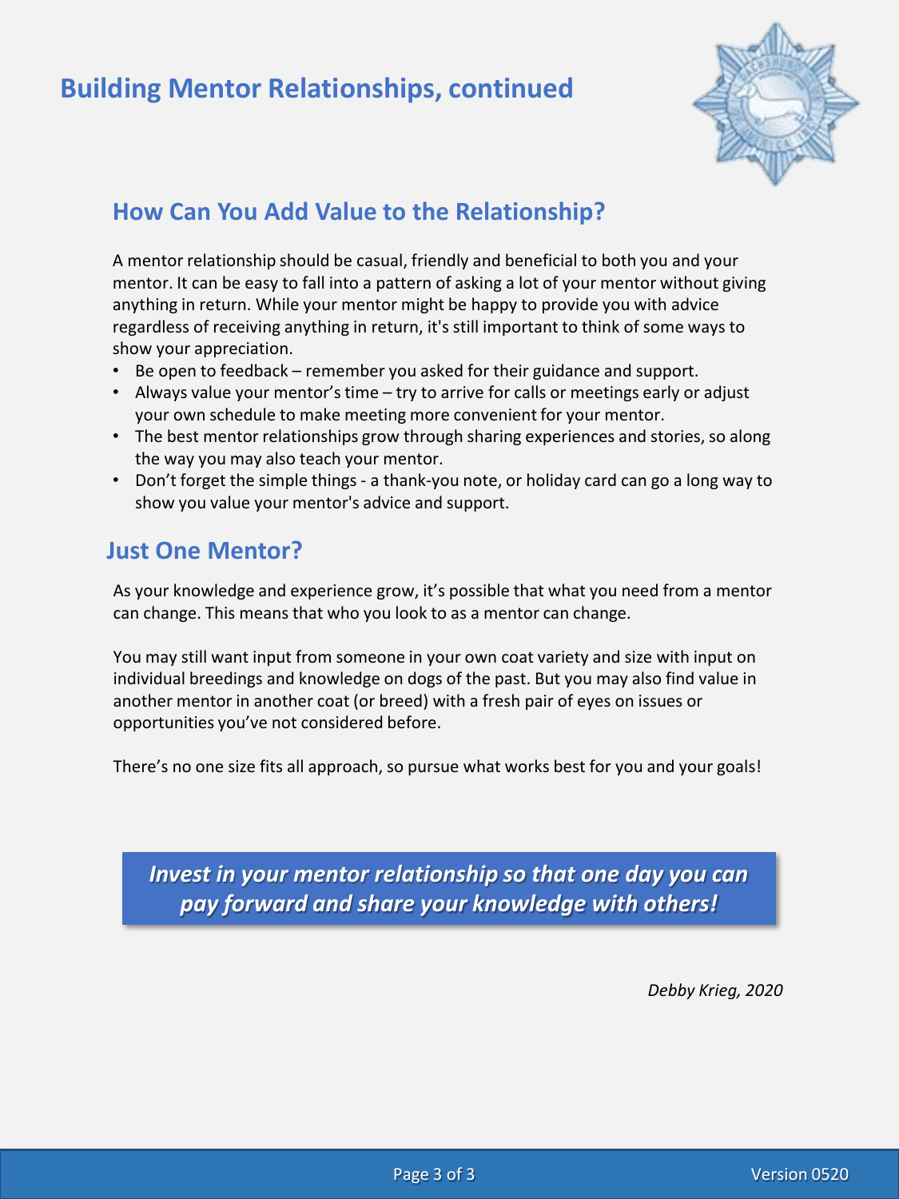# Building Mentor Relationships, continued

## How Can You Add Value to the Relationship?

A mentor relationship should be casual, friendly and beneficial to both you and your mentor. It can be easy to fall into a pattern of asking a lot of your mentor without giving anything in return. While your mentor might be happy to provide you with advice regardless of receiving anything in return, it's still important to think of some ways to show your appreciation.

- Be open to feedback – remember you asked for their guidance and support.
- Always value your mentor's time – try to arrive for calls or meetings early or adjust your own schedule to make meeting more convenient for your mentor.
- The best mentor relationships grow through sharing experiences and stories, so along the way you may also teach your mentor.
- Don't forget the simple things - a thank-you note, or holiday card can go a long way to show you value your mentor's advice and support.

## Just One Mentor?

As your knowledge and experience grow, it's possible that what you need from a mentor can change. This means that who you look to as a mentor can change.

You may still want input from someone in your own coat variety and size with input on individual breedings and knowledge on dogs of the past. But you may also find value in another mentor in another coat (or breed) with a fresh pair of eyes on issues or opportunities you've not considered before.

There's no one size fits all approach, so pursue what works best for you and your goals!

***Invest in your mentor relationship so that one day you can pay forward and share your knowledge with others!***

*Debby Krieg, 2020*

Version 0520